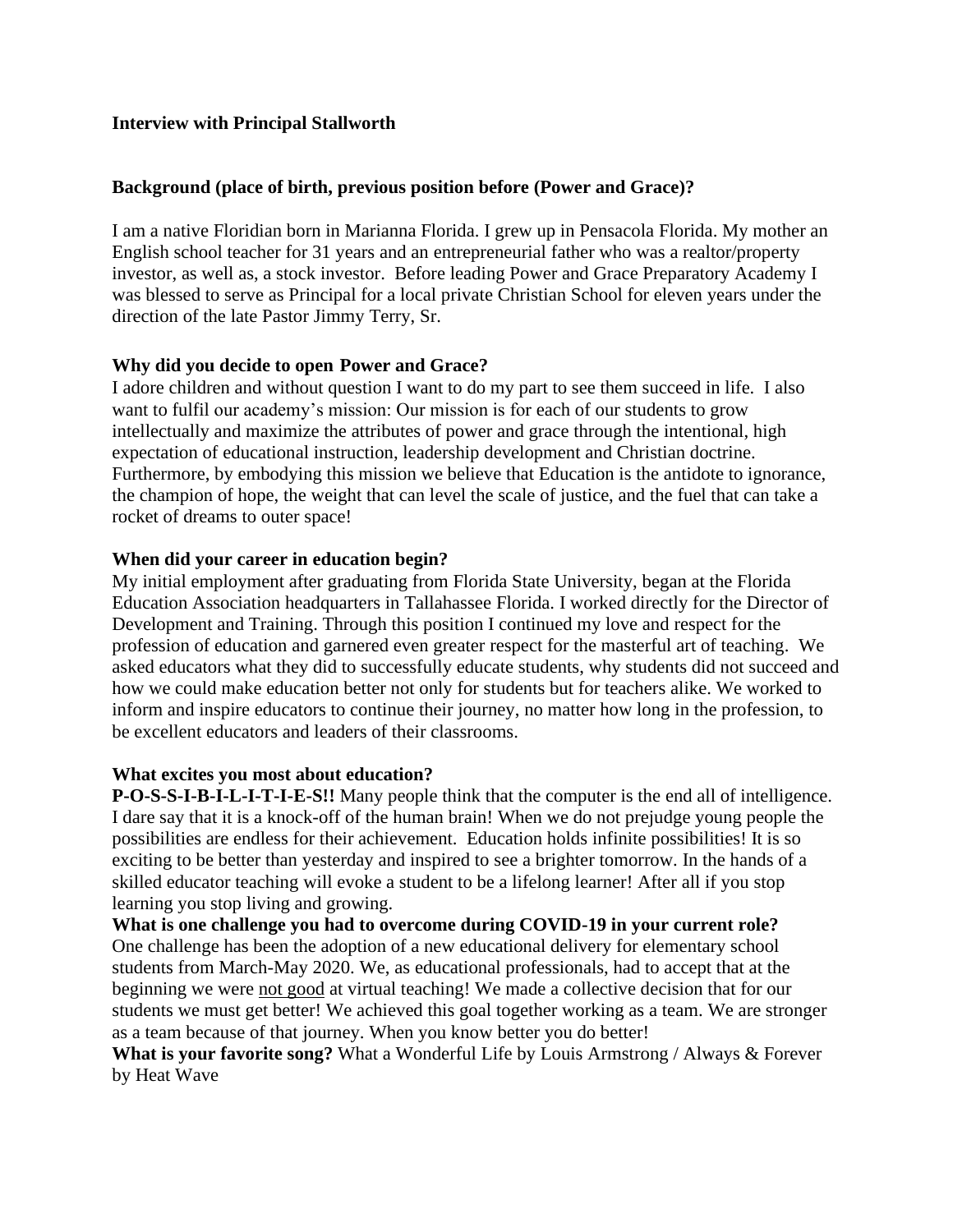**Interview with Principal Stallworth**

**Background (place of birth, previous position before (Power and Grace)?**

I am a native Floridian born in Marianna Florida. I grew up in Pensacola Florida. My mother an English school teacher for 31 years and an entrepreneurial father who was a realtor/property investor, as well as, a stock investor. Before leading Power and Grace Preparatory Academy I was blessed to serve as Principal for a local private Christian School for eleven years under the direction of the late Pastor Jimmy Terry, Sr.

**Why did you decide to open Power and Grace?**

I adore children and without question I want to do my part to see them succeed in life. I also want to fulfil our academy's mission: Our mission is for each of our students to grow intellectually and maximize the attributes of power and grace through the intentional, high expectation of educational instruction, leadership development and Christian doctrine. Furthermore, by embodying this mission we believe that Education is the antidote to ignorance, the champion of hope, the weight that can level the scale of justice, and the fuel that can take a rocket of dreams to outer space!

**When did your career in education begin?**

My initial employment after graduating from Florida State University, began at the Florida Education Association headquarters in Tallahassee Florida. I worked directly for the Director of Development and Training. Through this position I continued my love and respect for the profession of education and garnered even greater respect for the masterful art of teaching. We asked educators what they did to successfully educate students, why students did not succeed and how we could make education better not only for students but for teachers alike. We worked to inform and inspire educators to continue their journey, no matter how long in the profession, to be excellent educators and leaders of their classrooms.

**What excites you most about education?**

**P-O-S-S-I-B-I-L-I-T-I-E-S!!** Many people think that the computer is the end all of intelligence. I dare say that it is a knock-off of the human brain! When we do not prejudge young people the possibilities are endless for their achievement. Education holds infinite possibilities! It is so exciting to be better than yesterday and inspired to see a brighter tomorrow. In the hands of a skilled educator teaching will evoke a student to be a lifelong learner! After all if you stop learning you stop living and growing.

**What is one challenge you had to overcome during COVID-19 in your current role?**

One challenge has been the adoption of a new educational delivery for elementary school students from March-May 2020. We, as educational professionals, had to accept that at the beginning we were <u>not good</u> at virtual teaching! We made a collective decision that for our students we must get better! We achieved this goal together working as a team. We are stronger as a team because of that journey. When you know better you do better!

**What is your favorite song?** What a Wonderful Life by Louis Armstrong / Always & Forever by Heat Wave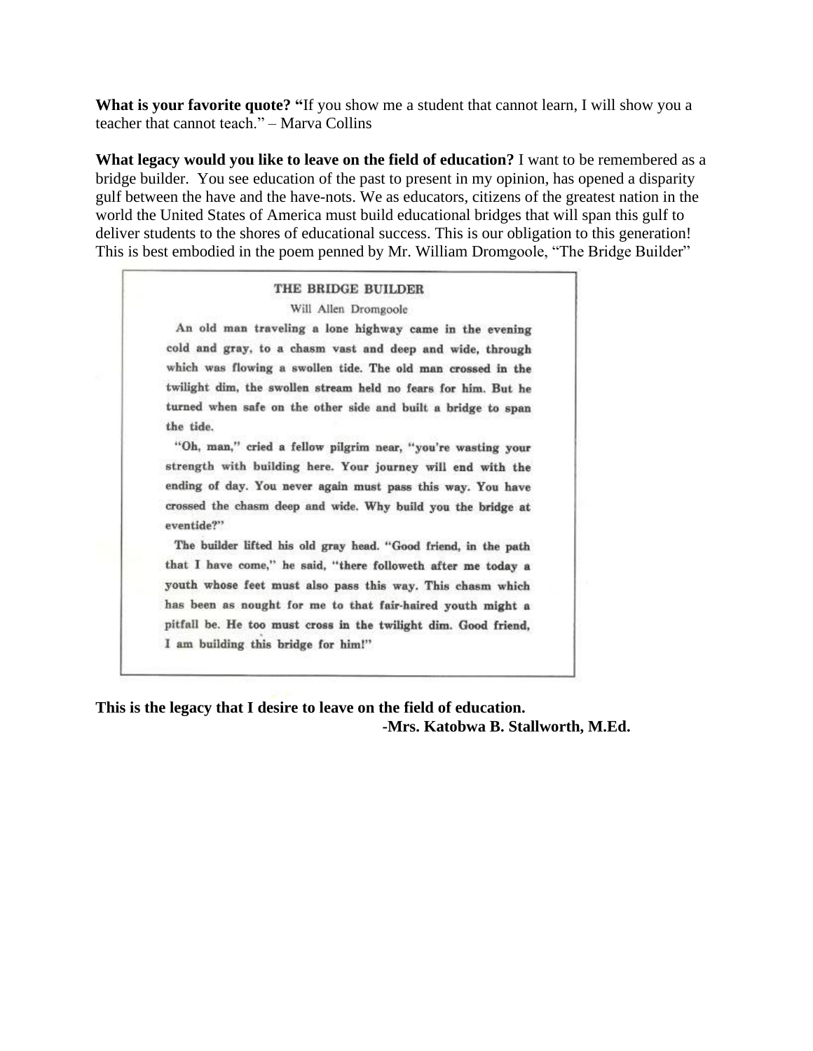**What is your favorite quote? "**If you show me a student that cannot learn, I will show you a teacher that cannot teach." – Marva Collins

**What legacy would you like to leave on the field of education?** I want to be remembered as a bridge builder. You see education of the past to present in my opinion, has opened a disparity gulf between the have and the have-nots. We as educators, citizens of the greatest nation in the world the United States of America must build educational bridges that will span this gulf to deliver students to the shores of educational success. This is our obligation to this generation! This is best embodied in the poem penned by Mr. William Dromgoole, "The Bridge Builder"

> **THE BRIDGE BUILDER**
>
> Will Allen Dromgoole
>
> An old man traveling a lone highway came in the evening cold and gray, to a chasm vast and deep and wide, through which was flowing a swollen tide. The old man crossed in the twilight dim, the swollen stream held no fears for him. But he turned when safe on the other side and built a bridge to span the tide.
>
> "Oh, man," cried a fellow pilgrim near, "you're wasting your strength with building here. Your journey will end with the ending of day. You never again must pass this way. You have crossed the chasm deep and wide. Why build you the bridge at eventide?"
>
> The builder lifted his old gray head. "Good friend, in the path that I have come," he said, "there followeth after me today a youth whose feet must also pass this way. This chasm which has been as nought for me to that fair-haired youth might a pitfall be. He too must cross in the twilight dim. Good friend, I am building this bridge for him!"

**This is the legacy that I desire to leave on the field of education.**

**-Mrs. Katobwa B. Stallworth, M.Ed.**